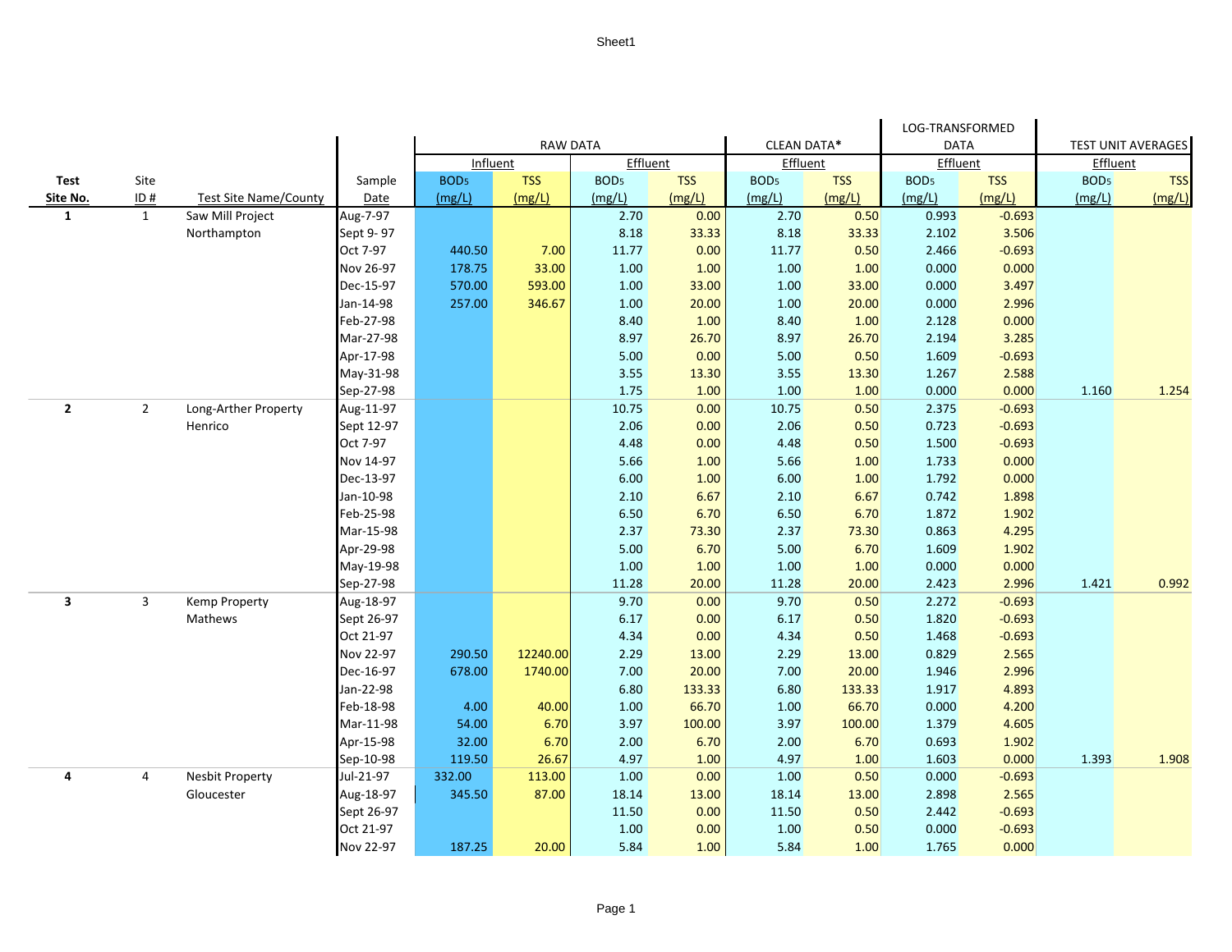| Test Site No. | Site ID # | Test Site Name/County | Sample Date | RAW DATA Influent BOD5 (mg/L) | RAW DATA Influent TSS (mg/L) | RAW DATA Effluent BOD5 (mg/L) | RAW DATA Effluent TSS (mg/L) | CLEAN DATA* Effluent BOD5 (mg/L) | CLEAN DATA* Effluent TSS (mg/L) | LOG-TRANSFORMED DATA Effluent BOD5 (mg/L) | LOG-TRANSFORMED DATA Effluent TSS (mg/L) | TEST UNIT AVERAGES Effluent BOD5 (mg/L) | TEST UNIT AVERAGES Effluent TSS (mg/L) |
|---|---|---|---|---|---|---|---|---|---|---|---|---|---|
| 1 | 1 | Saw Mill Project | Aug-7-97 | | | 2.70 | 0.00 | 2.70 | 0.50 | 0.993 | -0.693 | | |
| | | Northampton | Sept 9- 97 | | | 8.18 | 33.33 | 8.18 | 33.33 | 2.102 | 3.506 | | |
| | | | Oct 7-97 | 440.50 | 7.00 | 11.77 | 0.00 | 11.77 | 0.50 | 2.466 | -0.693 | | |
| | | | Nov 26-97 | 178.75 | 33.00 | 1.00 | 1.00 | 1.00 | 1.00 | 0.000 | 0.000 | | |
| | | | Dec-15-97 | 570.00 | 593.00 | 1.00 | 33.00 | 1.00 | 33.00 | 0.000 | 3.497 | | |
| | | | Jan-14-98 | 257.00 | 346.67 | 1.00 | 20.00 | 1.00 | 20.00 | 0.000 | 2.996 | | |
| | | | Feb-27-98 | | | 8.40 | 1.00 | 8.40 | 1.00 | 2.128 | 0.000 | | |
| | | | Mar-27-98 | | | 8.97 | 26.70 | 8.97 | 26.70 | 2.194 | 3.285 | | |
| | | | Apr-17-98 | | | 5.00 | 0.00 | 5.00 | 0.50 | 1.609 | -0.693 | | |
| | | | May-31-98 | | | 3.55 | 13.30 | 3.55 | 13.30 | 1.267 | 2.588 | | |
| | | | Sep-27-98 | | | 1.75 | 1.00 | 1.00 | 1.00 | 0.000 | 0.000 | 1.160 | 1.254 |
| 2 | 2 | Long-Arther Property | Aug-11-97 | | | 10.75 | 0.00 | 10.75 | 0.50 | 2.375 | -0.693 | | |
| | | Henrico | Sept 12-97 | | | 2.06 | 0.00 | 2.06 | 0.50 | 0.723 | -0.693 | | |
| | | | Oct 7-97 | | | 4.48 | 0.00 | 4.48 | 0.50 | 1.500 | -0.693 | | |
| | | | Nov 14-97 | | | 5.66 | 1.00 | 5.66 | 1.00 | 1.733 | 0.000 | | |
| | | | Dec-13-97 | | | 6.00 | 1.00 | 6.00 | 1.00 | 1.792 | 0.000 | | |
| | | | Jan-10-98 | | | 2.10 | 6.67 | 2.10 | 6.67 | 0.742 | 1.898 | | |
| | | | Feb-25-98 | | | 6.50 | 6.70 | 6.50 | 6.70 | 1.872 | 1.902 | | |
| | | | Mar-15-98 | | | 2.37 | 73.30 | 2.37 | 73.30 | 0.863 | 4.295 | | |
| | | | Apr-29-98 | | | 5.00 | 6.70 | 5.00 | 6.70 | 1.609 | 1.902 | | |
| | | | May-19-98 | | | 1.00 | 1.00 | 1.00 | 1.00 | 0.000 | 0.000 | | |
| | | | Sep-27-98 | | | 11.28 | 20.00 | 11.28 | 20.00 | 2.423 | 2.996 | 1.421 | 0.992 |
| 3 | 3 | Kemp Property | Aug-18-97 | | | 9.70 | 0.00 | 9.70 | 0.50 | 2.272 | -0.693 | | |
| | | Mathews | Sept 26-97 | | | 6.17 | 0.00 | 6.17 | 0.50 | 1.820 | -0.693 | | |
| | | | Oct 21-97 | | | 4.34 | 0.00 | 4.34 | 0.50 | 1.468 | -0.693 | | |
| | | | Nov 22-97 | 290.50 | 12240.00 | 2.29 | 13.00 | 2.29 | 13.00 | 0.829 | 2.565 | | |
| | | | Dec-16-97 | 678.00 | 1740.00 | 7.00 | 20.00 | 7.00 | 20.00 | 1.946 | 2.996 | | |
| | | | Jan-22-98 | | | 6.80 | 133.33 | 6.80 | 133.33 | 1.917 | 4.893 | | |
| | | | Feb-18-98 | 4.00 | 40.00 | 1.00 | 66.70 | 1.00 | 66.70 | 0.000 | 4.200 | | |
| | | | Mar-11-98 | 54.00 | 6.70 | 3.97 | 100.00 | 3.97 | 100.00 | 1.379 | 4.605 | | |
| | | | Apr-15-98 | 32.00 | 6.70 | 2.00 | 6.70 | 2.00 | 6.70 | 0.693 | 1.902 | | |
| | | | Sep-10-98 | 119.50 | 26.67 | 4.97 | 1.00 | 4.97 | 1.00 | 1.603 | 0.000 | 1.393 | 1.908 |
| 4 | 4 | Nesbit Property | Jul-21-97 | 332.00 | 113.00 | 1.00 | 0.00 | 1.00 | 0.50 | 0.000 | -0.693 | | |
| | | Gloucester | Aug-18-97 | 345.50 | 87.00 | 18.14 | 13.00 | 18.14 | 13.00 | 2.898 | 2.565 | | |
| | | | Sept 26-97 | | | 11.50 | 0.00 | 11.50 | 0.50 | 2.442 | -0.693 | | |
| | | | Oct 21-97 | | | 1.00 | 0.00 | 1.00 | 0.50 | 0.000 | -0.693 | | |
| | | | Nov 22-97 | 187.25 | 20.00 | 5.84 | 1.00 | 5.84 | 1.00 | 1.765 | 0.000 | | |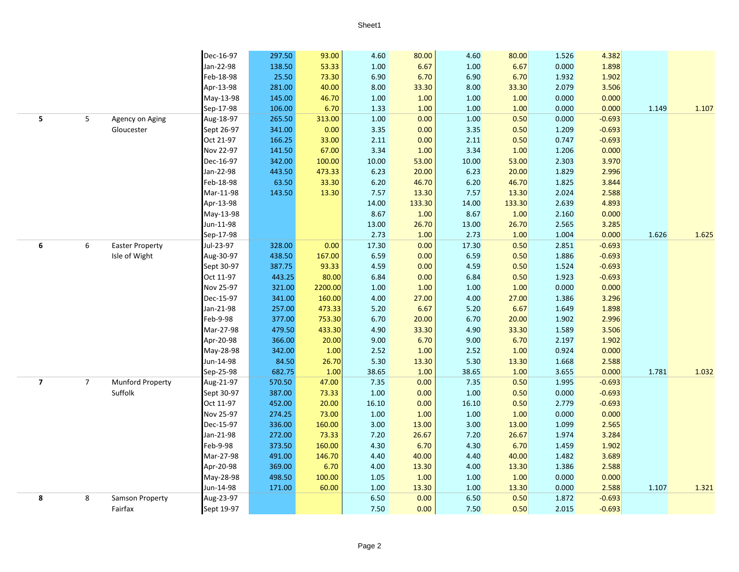| | | | | | | | | | | | | | |
|---|---|---|---|---|---|---|---|---|---|---|---|---|---|
| | | | Dec-16-97 | 297.50 | 93.00 | 4.60 | 80.00 | 4.60 | 80.00 | 1.526 | 4.382 | | |
| | | | Jan-22-98 | 138.50 | 53.33 | 1.00 | 6.67 | 1.00 | 6.67 | 0.000 | 1.898 | | |
| | | | Feb-18-98 | 25.50 | 73.30 | 6.90 | 6.70 | 6.90 | 6.70 | 1.932 | 1.902 | | |
| | | | Apr-13-98 | 281.00 | 40.00 | 8.00 | 33.30 | 8.00 | 33.30 | 2.079 | 3.506 | | |
| | | | May-13-98 | 145.00 | 46.70 | 1.00 | 1.00 | 1.00 | 1.00 | 0.000 | 0.000 | | |
| | | | Sep-17-98 | 106.00 | 6.70 | 1.33 | 1.00 | 1.00 | 1.00 | 0.000 | 0.000 | 1.149 | 1.107 |
| **5** | 5 | Agency on Aging | Aug-18-97 | 265.50 | 313.00 | 1.00 | 0.00 | 1.00 | 0.50 | 0.000 | -0.693 | | |
| | | Gloucester | Sept 26-97 | 341.00 | 0.00 | 3.35 | 0.00 | 3.35 | 0.50 | 1.209 | -0.693 | | |
| | | | Oct 21-97 | 166.25 | 33.00 | 2.11 | 0.00 | 2.11 | 0.50 | 0.747 | -0.693 | | |
| | | | Nov 22-97 | 141.50 | 67.00 | 3.34 | 1.00 | 3.34 | 1.00 | 1.206 | 0.000 | | |
| | | | Dec-16-97 | 342.00 | 100.00 | 10.00 | 53.00 | 10.00 | 53.00 | 2.303 | 3.970 | | |
| | | | Jan-22-98 | 443.50 | 473.33 | 6.23 | 20.00 | 6.23 | 20.00 | 1.829 | 2.996 | | |
| | | | Feb-18-98 | 63.50 | 33.30 | 6.20 | 46.70 | 6.20 | 46.70 | 1.825 | 3.844 | | |
| | | | Mar-11-98 | 143.50 | 13.30 | 7.57 | 13.30 | 7.57 | 13.30 | 2.024 | 2.588 | | |
| | | | Apr-13-98 | | | 14.00 | 133.30 | 14.00 | 133.30 | 2.639 | 4.893 | | |
| | | | May-13-98 | | | 8.67 | 1.00 | 8.67 | 1.00 | 2.160 | 0.000 | | |
| | | | Jun-11-98 | | | 13.00 | 26.70 | 13.00 | 26.70 | 2.565 | 3.285 | | |
| | | | Sep-17-98 | | | 2.73 | 1.00 | 2.73 | 1.00 | 1.004 | 0.000 | 1.626 | 1.625 |
| **6** | 6 | Easter Property | Jul-23-97 | 328.00 | 0.00 | 17.30 | 0.00 | 17.30 | 0.50 | 2.851 | -0.693 | | |
| | | Isle of Wight | Aug-30-97 | 438.50 | 167.00 | 6.59 | 0.00 | 6.59 | 0.50 | 1.886 | -0.693 | | |
| | | | Sept 30-97 | 387.75 | 93.33 | 4.59 | 0.00 | 4.59 | 0.50 | 1.524 | -0.693 | | |
| | | | Oct 11-97 | 443.25 | 80.00 | 6.84 | 0.00 | 6.84 | 0.50 | 1.923 | -0.693 | | |
| | | | Nov 25-97 | 321.00 | 2200.00 | 1.00 | 1.00 | 1.00 | 1.00 | 0.000 | 0.000 | | |
| | | | Dec-15-97 | 341.00 | 160.00 | 4.00 | 27.00 | 4.00 | 27.00 | 1.386 | 3.296 | | |
| | | | Jan-21-98 | 257.00 | 473.33 | 5.20 | 6.67 | 5.20 | 6.67 | 1.649 | 1.898 | | |
| | | | Feb-9-98 | 377.00 | 753.30 | 6.70 | 20.00 | 6.70 | 20.00 | 1.902 | 2.996 | | |
| | | | Mar-27-98 | 479.50 | 433.30 | 4.90 | 33.30 | 4.90 | 33.30 | 1.589 | 3.506 | | |
| | | | Apr-20-98 | 366.00 | 20.00 | 9.00 | 6.70 | 9.00 | 6.70 | 2.197 | 1.902 | | |
| | | | May-28-98 | 342.00 | 1.00 | 2.52 | 1.00 | 2.52 | 1.00 | 0.924 | 0.000 | | |
| | | | Jun-14-98 | 84.50 | 26.70 | 5.30 | 13.30 | 5.30 | 13.30 | 1.668 | 2.588 | | |
| | | | Sep-25-98 | 682.75 | 1.00 | 38.65 | 1.00 | 38.65 | 1.00 | 3.655 | 0.000 | 1.781 | 1.032 |
| **7** | 7 | Munford Property | Aug-21-97 | 570.50 | 47.00 | 7.35 | 0.00 | 7.35 | 0.50 | 1.995 | -0.693 | | |
| | | Suffolk | Sept 30-97 | 387.00 | 73.33 | 1.00 | 0.00 | 1.00 | 0.50 | 0.000 | -0.693 | | |
| | | | Oct 11-97 | 452.00 | 20.00 | 16.10 | 0.00 | 16.10 | 0.50 | 2.779 | -0.693 | | |
| | | | Nov 25-97 | 274.25 | 73.00 | 1.00 | 1.00 | 1.00 | 1.00 | 0.000 | 0.000 | | |
| | | | Dec-15-97 | 336.00 | 160.00 | 3.00 | 13.00 | 3.00 | 13.00 | 1.099 | 2.565 | | |
| | | | Jan-21-98 | 272.00 | 73.33 | 7.20 | 26.67 | 7.20 | 26.67 | 1.974 | 3.284 | | |
| | | | Feb-9-98 | 373.50 | 160.00 | 4.30 | 6.70 | 4.30 | 6.70 | 1.459 | 1.902 | | |
| | | | Mar-27-98 | 491.00 | 146.70 | 4.40 | 40.00 | 4.40 | 40.00 | 1.482 | 3.689 | | |
| | | | Apr-20-98 | 369.00 | 6.70 | 4.00 | 13.30 | 4.00 | 13.30 | 1.386 | 2.588 | | |
| | | | May-28-98 | 498.50 | 100.00 | 1.05 | 1.00 | 1.00 | 1.00 | 0.000 | 0.000 | | |
| | | | Jun-14-98 | 171.00 | 60.00 | 1.00 | 13.30 | 1.00 | 13.30 | 0.000 | 2.588 | 1.107 | 1.321 |
| **8** | 8 | Samson Property | Aug-23-97 | | | 6.50 | 0.00 | 6.50 | 0.50 | 1.872 | -0.693 | | |
| | | Fairfax | Sept 19-97 | | | 7.50 | 0.00 | 7.50 | 0.50 | 2.015 | -0.693 | | |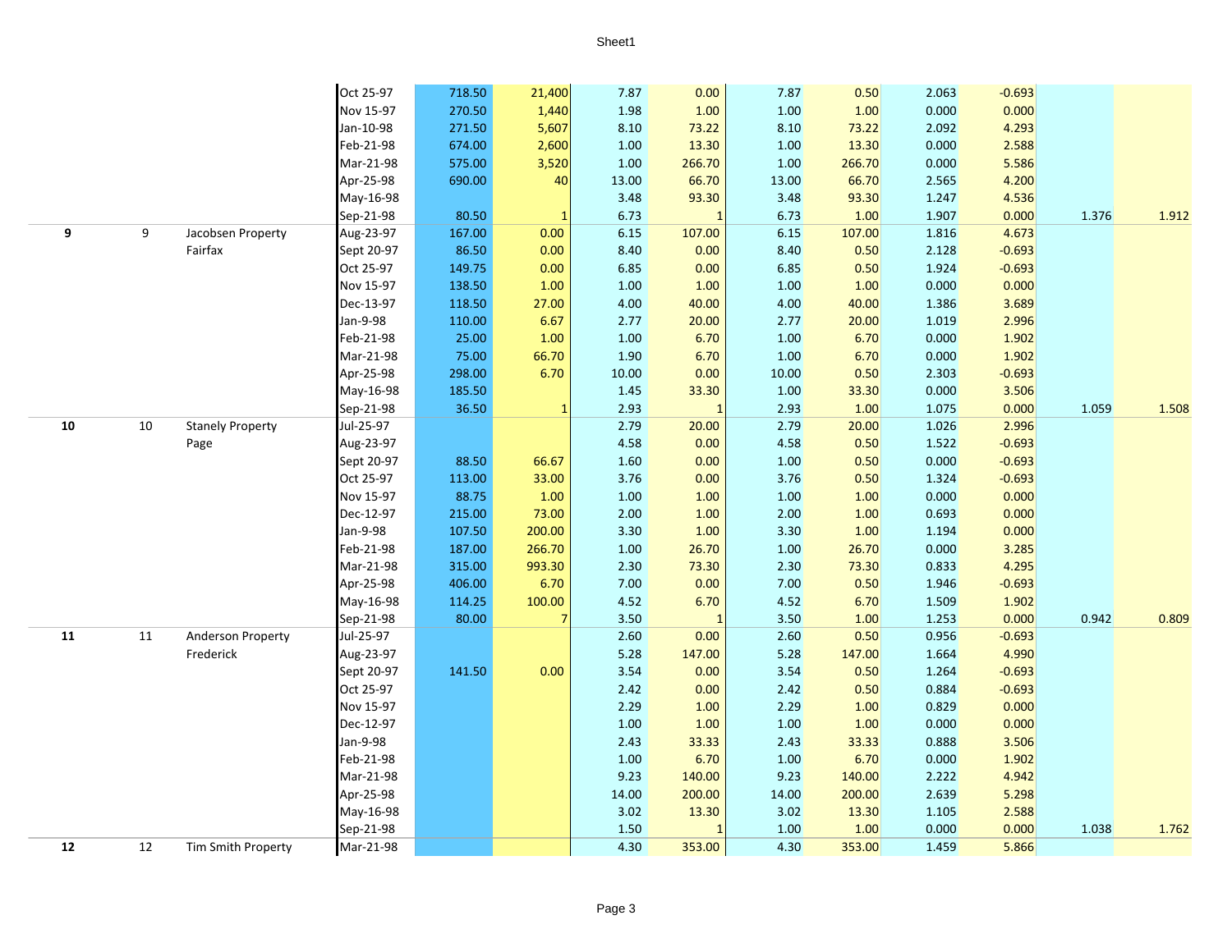| | | | | | | | | | | | | | |
|---|---|---|---|---|---|---|---|---|---|---|---|---|---|
| | | | Oct 25-97 | 718.50 | 21,400 | 7.87 | 0.00 | 7.87 | 0.50 | 2.063 | -0.693 | | |
| | | | Nov 15-97 | 270.50 | 1,440 | 1.98 | 1.00 | 1.00 | 1.00 | 0.000 | 0.000 | | |
| | | | Jan-10-98 | 271.50 | 5,607 | 8.10 | 73.22 | 8.10 | 73.22 | 2.092 | 4.293 | | |
| | | | Feb-21-98 | 674.00 | 2,600 | 1.00 | 13.30 | 1.00 | 13.30 | 0.000 | 2.588 | | |
| | | | Mar-21-98 | 575.00 | 3,520 | 1.00 | 266.70 | 1.00 | 266.70 | 0.000 | 5.586 | | |
| | | | Apr-25-98 | 690.00 | 40 | 13.00 | 66.70 | 13.00 | 66.70 | 2.565 | 4.200 | | |
| | | | May-16-98 | | | 3.48 | 93.30 | 3.48 | 93.30 | 1.247 | 4.536 | | |
| | | | Sep-21-98 | 80.50 | 1 | 6.73 | 1 | 6.73 | 1.00 | 1.907 | 0.000 | 1.376 | 1.912 |
| **9** | 9 | Jacobsen Property | Aug-23-97 | 167.00 | 0.00 | 6.15 | 107.00 | 6.15 | 107.00 | 1.816 | 4.673 | | |
| | | Fairfax | Sept 20-97 | 86.50 | 0.00 | 8.40 | 0.00 | 8.40 | 0.50 | 2.128 | -0.693 | | |
| | | | Oct 25-97 | 149.75 | 0.00 | 6.85 | 0.00 | 6.85 | 0.50 | 1.924 | -0.693 | | |
| | | | Nov 15-97 | 138.50 | 1.00 | 1.00 | 1.00 | 1.00 | 1.00 | 0.000 | 0.000 | | |
| | | | Dec-13-97 | 118.50 | 27.00 | 4.00 | 40.00 | 4.00 | 40.00 | 1.386 | 3.689 | | |
| | | | Jan-9-98 | 110.00 | 6.67 | 2.77 | 20.00 | 2.77 | 20.00 | 1.019 | 2.996 | | |
| | | | Feb-21-98 | 25.00 | 1.00 | 1.00 | 6.70 | 1.00 | 6.70 | 0.000 | 1.902 | | |
| | | | Mar-21-98 | 75.00 | 66.70 | 1.90 | 6.70 | 1.00 | 6.70 | 0.000 | 1.902 | | |
| | | | Apr-25-98 | 298.00 | 6.70 | 10.00 | 0.00 | 10.00 | 0.50 | 2.303 | -0.693 | | |
| | | | May-16-98 | 185.50 | | 1.45 | 33.30 | 1.00 | 33.30 | 0.000 | 3.506 | | |
| | | | Sep-21-98 | 36.50 | 1 | 2.93 | 1 | 2.93 | 1.00 | 1.075 | 0.000 | 1.059 | 1.508 |
| **10** | 10 | Stanely Property | Jul-25-97 | | | 2.79 | 20.00 | 2.79 | 20.00 | 1.026 | 2.996 | | |
| | | Page | Aug-23-97 | | | 4.58 | 0.00 | 4.58 | 0.50 | 1.522 | -0.693 | | |
| | | | Sept 20-97 | 88.50 | 66.67 | 1.60 | 0.00 | 1.00 | 0.50 | 0.000 | -0.693 | | |
| | | | Oct 25-97 | 113.00 | 33.00 | 3.76 | 0.00 | 3.76 | 0.50 | 1.324 | -0.693 | | |
| | | | Nov 15-97 | 88.75 | 1.00 | 1.00 | 1.00 | 1.00 | 1.00 | 0.000 | 0.000 | | |
| | | | Dec-12-97 | 215.00 | 73.00 | 2.00 | 1.00 | 2.00 | 1.00 | 0.693 | 0.000 | | |
| | | | Jan-9-98 | 107.50 | 200.00 | 3.30 | 1.00 | 3.30 | 1.00 | 1.194 | 0.000 | | |
| | | | Feb-21-98 | 187.00 | 266.70 | 1.00 | 26.70 | 1.00 | 26.70 | 0.000 | 3.285 | | |
| | | | Mar-21-98 | 315.00 | 993.30 | 2.30 | 73.30 | 2.30 | 73.30 | 0.833 | 4.295 | | |
| | | | Apr-25-98 | 406.00 | 6.70 | 7.00 | 0.00 | 7.00 | 0.50 | 1.946 | -0.693 | | |
| | | | May-16-98 | 114.25 | 100.00 | 4.52 | 6.70 | 4.52 | 6.70 | 1.509 | 1.902 | | |
| | | | Sep-21-98 | 80.00 | 7 | 3.50 | 1 | 3.50 | 1.00 | 1.253 | 0.000 | 0.942 | 0.809 |
| **11** | 11 | Anderson Property | Jul-25-97 | | | 2.60 | 0.00 | 2.60 | 0.50 | 0.956 | -0.693 | | |
| | | Frederick | Aug-23-97 | | | 5.28 | 147.00 | 5.28 | 147.00 | 1.664 | 4.990 | | |
| | | | Sept 20-97 | 141.50 | 0.00 | 3.54 | 0.00 | 3.54 | 0.50 | 1.264 | -0.693 | | |
| | | | Oct 25-97 | | | 2.42 | 0.00 | 2.42 | 0.50 | 0.884 | -0.693 | | |
| | | | Nov 15-97 | | | 2.29 | 1.00 | 2.29 | 1.00 | 0.829 | 0.000 | | |
| | | | Dec-12-97 | | | 1.00 | 1.00 | 1.00 | 1.00 | 0.000 | 0.000 | | |
| | | | Jan-9-98 | | | 2.43 | 33.33 | 2.43 | 33.33 | 0.888 | 3.506 | | |
| | | | Feb-21-98 | | | 1.00 | 6.70 | 1.00 | 6.70 | 0.000 | 1.902 | | |
| | | | Mar-21-98 | | | 9.23 | 140.00 | 9.23 | 140.00 | 2.222 | 4.942 | | |
| | | | Apr-25-98 | | | 14.00 | 200.00 | 14.00 | 200.00 | 2.639 | 5.298 | | |
| | | | May-16-98 | | | 3.02 | 13.30 | 3.02 | 13.30 | 1.105 | 2.588 | | |
| | | | Sep-21-98 | | | 1.50 | 1 | 1.00 | 1.00 | 0.000 | 0.000 | 1.038 | 1.762 |
| **12** | 12 | Tim Smith Property | Mar-21-98 | | | 4.30 | 353.00 | 4.30 | 353.00 | 1.459 | 5.866 | | |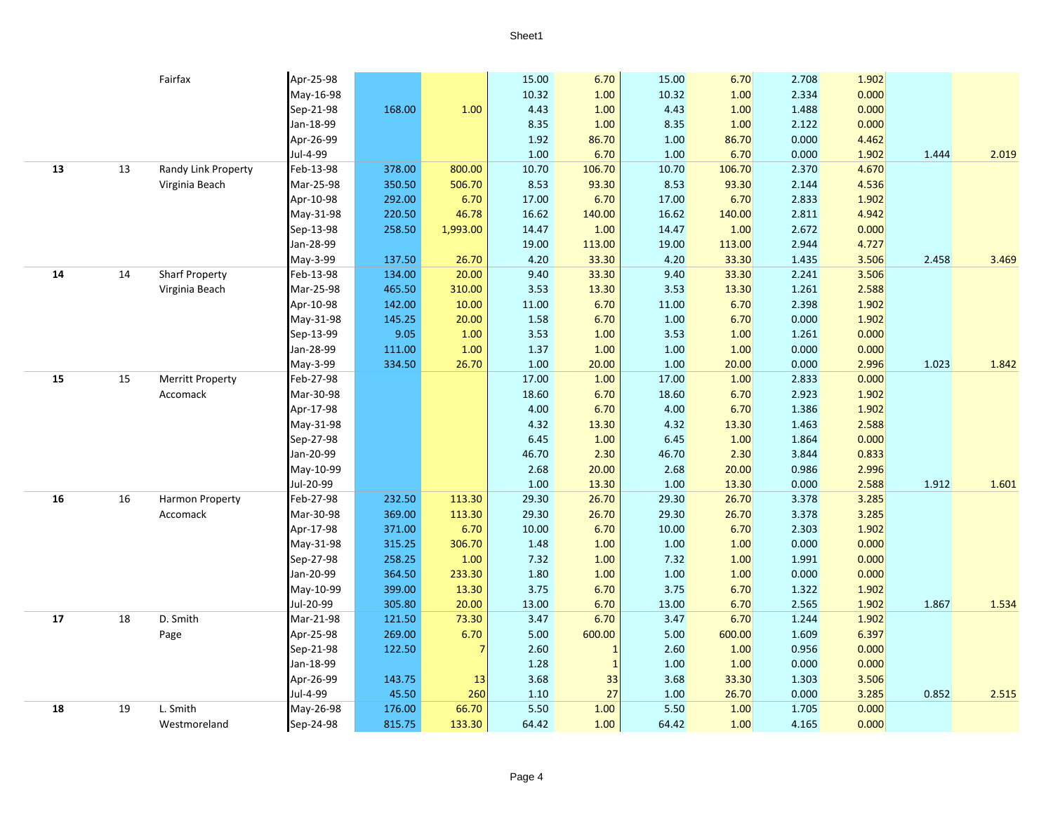| | | | | | | | | | | | | | |
|---|---|---|---|---|---|---|---|---|---|---|---|---|---|
| | | Fairfax | Apr-25-98 | | | 15.00 | 6.70 | 15.00 | 6.70 | 2.708 | 1.902 | | |
| | | | May-16-98 | | | 10.32 | 1.00 | 10.32 | 1.00 | 2.334 | 0.000 | | |
| | | | Sep-21-98 | 168.00 | 1.00 | 4.43 | 1.00 | 4.43 | 1.00 | 1.488 | 0.000 | | |
| | | | Jan-18-99 | | | 8.35 | 1.00 | 8.35 | 1.00 | 2.122 | 0.000 | | |
| | | | Apr-26-99 | | | 1.92 | 86.70 | 1.00 | 86.70 | 0.000 | 4.462 | | |
| | | | Jul-4-99 | | | 1.00 | 6.70 | 1.00 | 6.70 | 0.000 | 1.902 | 1.444 | 2.019 |
| **13** | 13 | Randy Link Property | Feb-13-98 | 378.00 | 800.00 | 10.70 | 106.70 | 10.70 | 106.70 | 2.370 | 4.670 | | |
| | | Virginia Beach | Mar-25-98 | 350.50 | 506.70 | 8.53 | 93.30 | 8.53 | 93.30 | 2.144 | 4.536 | | |
| | | | Apr-10-98 | 292.00 | 6.70 | 17.00 | 6.70 | 17.00 | 6.70 | 2.833 | 1.902 | | |
| | | | May-31-98 | 220.50 | 46.78 | 16.62 | 140.00 | 16.62 | 140.00 | 2.811 | 4.942 | | |
| | | | Sep-13-98 | 258.50 | 1,993.00 | 14.47 | 1.00 | 14.47 | 1.00 | 2.672 | 0.000 | | |
| | | | Jan-28-99 | | | 19.00 | 113.00 | 19.00 | 113.00 | 2.944 | 4.727 | | |
| | | | May-3-99 | 137.50 | 26.70 | 4.20 | 33.30 | 4.20 | 33.30 | 1.435 | 3.506 | 2.458 | 3.469 |
| **14** | 14 | Sharf Property | Feb-13-98 | 134.00 | 20.00 | 9.40 | 33.30 | 9.40 | 33.30 | 2.241 | 3.506 | | |
| | | Virginia Beach | Mar-25-98 | 465.50 | 310.00 | 3.53 | 13.30 | 3.53 | 13.30 | 1.261 | 2.588 | | |
| | | | Apr-10-98 | 142.00 | 10.00 | 11.00 | 6.70 | 11.00 | 6.70 | 2.398 | 1.902 | | |
| | | | May-31-98 | 145.25 | 20.00 | 1.58 | 6.70 | 1.00 | 6.70 | 0.000 | 1.902 | | |
| | | | Sep-13-99 | 9.05 | 1.00 | 3.53 | 1.00 | 3.53 | 1.00 | 1.261 | 0.000 | | |
| | | | Jan-28-99 | 111.00 | 1.00 | 1.37 | 1.00 | 1.00 | 1.00 | 0.000 | 0.000 | | |
| | | | May-3-99 | 334.50 | 26.70 | 1.00 | 20.00 | 1.00 | 20.00 | 0.000 | 2.996 | 1.023 | 1.842 |
| **15** | 15 | Merritt Property | Feb-27-98 | | | 17.00 | 1.00 | 17.00 | 1.00 | 2.833 | 0.000 | | |
| | | Accomack | Mar-30-98 | | | 18.60 | 6.70 | 18.60 | 6.70 | 2.923 | 1.902 | | |
| | | | Apr-17-98 | | | 4.00 | 6.70 | 4.00 | 6.70 | 1.386 | 1.902 | | |
| | | | May-31-98 | | | 4.32 | 13.30 | 4.32 | 13.30 | 1.463 | 2.588 | | |
| | | | Sep-27-98 | | | 6.45 | 1.00 | 6.45 | 1.00 | 1.864 | 0.000 | | |
| | | | Jan-20-99 | | | 46.70 | 2.30 | 46.70 | 2.30 | 3.844 | 0.833 | | |
| | | | May-10-99 | | | 2.68 | 20.00 | 2.68 | 20.00 | 0.986 | 2.996 | | |
| | | | Jul-20-99 | | | 1.00 | 13.30 | 1.00 | 13.30 | 0.000 | 2.588 | 1.912 | 1.601 |
| **16** | 16 | Harmon Property | Feb-27-98 | 232.50 | 113.30 | 29.30 | 26.70 | 29.30 | 26.70 | 3.378 | 3.285 | | |
| | | Accamack | Mar-30-98 | 369.00 | 113.30 | 29.30 | 26.70 | 29.30 | 26.70 | 3.378 | 3.285 | | |
| | | | Apr-17-98 | 371.00 | 6.70 | 10.00 | 6.70 | 10.00 | 6.70 | 2.303 | 1.902 | | |
| | | | May-31-98 | 315.25 | 306.70 | 1.48 | 1.00 | 1.00 | 1.00 | 0.000 | 0.000 | | |
| | | | Sep-27-98 | 258.25 | 1.00 | 7.32 | 1.00 | 7.32 | 1.00 | 1.991 | 0.000 | | |
| | | | Jan-20-99 | 364.50 | 233.30 | 1.80 | 1.00 | 1.00 | 1.00 | 0.000 | 0.000 | | |
| | | | May-10-99 | 399.00 | 13.30 | 3.75 | 6.70 | 3.75 | 6.70 | 1.322 | 1.902 | | |
| | | | Jul-20-99 | 305.80 | 20.00 | 13.00 | 6.70 | 13.00 | 6.70 | 2.565 | 1.902 | 1.867 | 1.534 |
| **17** | 18 | D. Smith | Mar-21-98 | 121.50 | 73.30 | 3.47 | 6.70 | 3.47 | 6.70 | 1.244 | 1.902 | | |
| | | Page | Apr-25-98 | 269.00 | 6.70 | 5.00 | 600.00 | 5.00 | 600.00 | 1.609 | 6.397 | | |
| | | | Sep-21-98 | 122.50 | 7 | 2.60 | 1 | 2.60 | 1.00 | 0.956 | 0.000 | | |
| | | | Jan-18-99 | | | 1.28 | 1 | 1.00 | 1.00 | 0.000 | 0.000 | | |
| | | | Apr-26-99 | 143.75 | 13 | 3.68 | 33 | 3.68 | 33.30 | 1.303 | 3.506 | | |
| | | | Jul-4-99 | 45.50 | 260 | 1.10 | 27 | 1.00 | 26.70 | 0.000 | 3.285 | 0.852 | 2.515 |
| **18** | 19 | L. Smith | May-26-98 | 176.00 | 66.70 | 5.50 | 1.00 | 5.50 | 1.00 | 1.705 | 0.000 | | |
| | | Westmoreland | Sep-24-98 | 815.75 | 133.30 | 64.42 | 1.00 | 64.42 | 1.00 | 4.165 | 0.000 | | |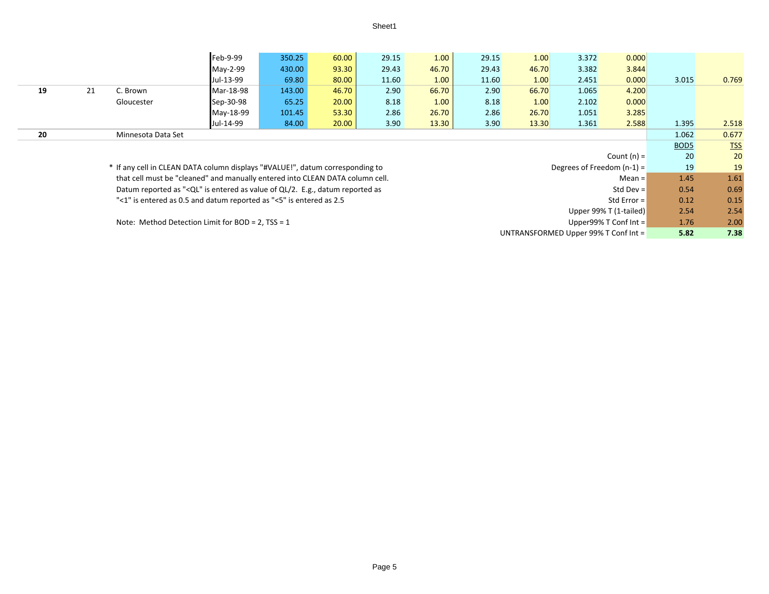| | | | | | | | | | | | | | |
|---|---|---|---|---|---|---|---|---|---|---|---|---|---|
| | | | Feb-9-99 | 350.25 | 60.00 | 29.15 | 1.00 | 29.15 | 1.00 | 3.372 | 0.000 | | |
| | | | May-2-99 | 430.00 | 93.30 | 29.43 | 46.70 | 29.43 | 46.70 | 3.382 | 3.844 | | |
| | | | Jul-13-99 | 69.80 | 80.00 | 11.60 | 1.00 | 11.60 | 1.00 | 2.451 | 0.000 | 3.015 | 0.769 |
| **19** | 21 | C. Brown | Mar-18-98 | 143.00 | 46.70 | 2.90 | 66.70 | 2.90 | 66.70 | 1.065 | 4.200 | | |
| | | Gloucester | Sep-30-98 | 65.25 | 20.00 | 8.18 | 1.00 | 8.18 | 1.00 | 2.102 | 0.000 | | |
| | | | May-18-99 | 101.45 | 53.30 | 2.86 | 26.70 | 2.86 | 26.70 | 1.051 | 3.285 | | |
| | | | Jul-14-99 | 84.00 | 20.00 | 3.90 | 13.30 | 3.90 | 13.30 | 1.361 | 2.588 | 1.395 | 2.518 |
| **20** | | Minnesota Data Set | | | | | | | | | | 1.062 | 0.677 |

| | BOD5 | TSS |
|---|---|---|
| Count (n) = | 20 | 20 |
| Degrees of Freedom (n-1) = | 19 | 19 |
| Mean = | 1.45 | 1.61 |
| Std Dev = | 0.54 | 0.69 |
| Std Error = | 0.12 | 0.15 |
| Upper 99% T (1-tailed) | 2.54 | 2.54 |
| Upper99% T Conf Int = | 1.76 | 2.00 |
| UNTRANSFORMED Upper 99% T Conf Int = | **5.82** | **7.38** |

* If any cell in CLEAN DATA column displays "#VALUE!", datum corresponding to that cell must be "cleaned" and manually entered into CLEAN DATA column cell. Datum reported as "<QL" is entered as value of QL/2. E.g., datum reported as "<1" is entered as 0.5 and datum reported as "<5" is entered as 2.5

Note: Method Detection Limit for BOD = 2, TSS = 1